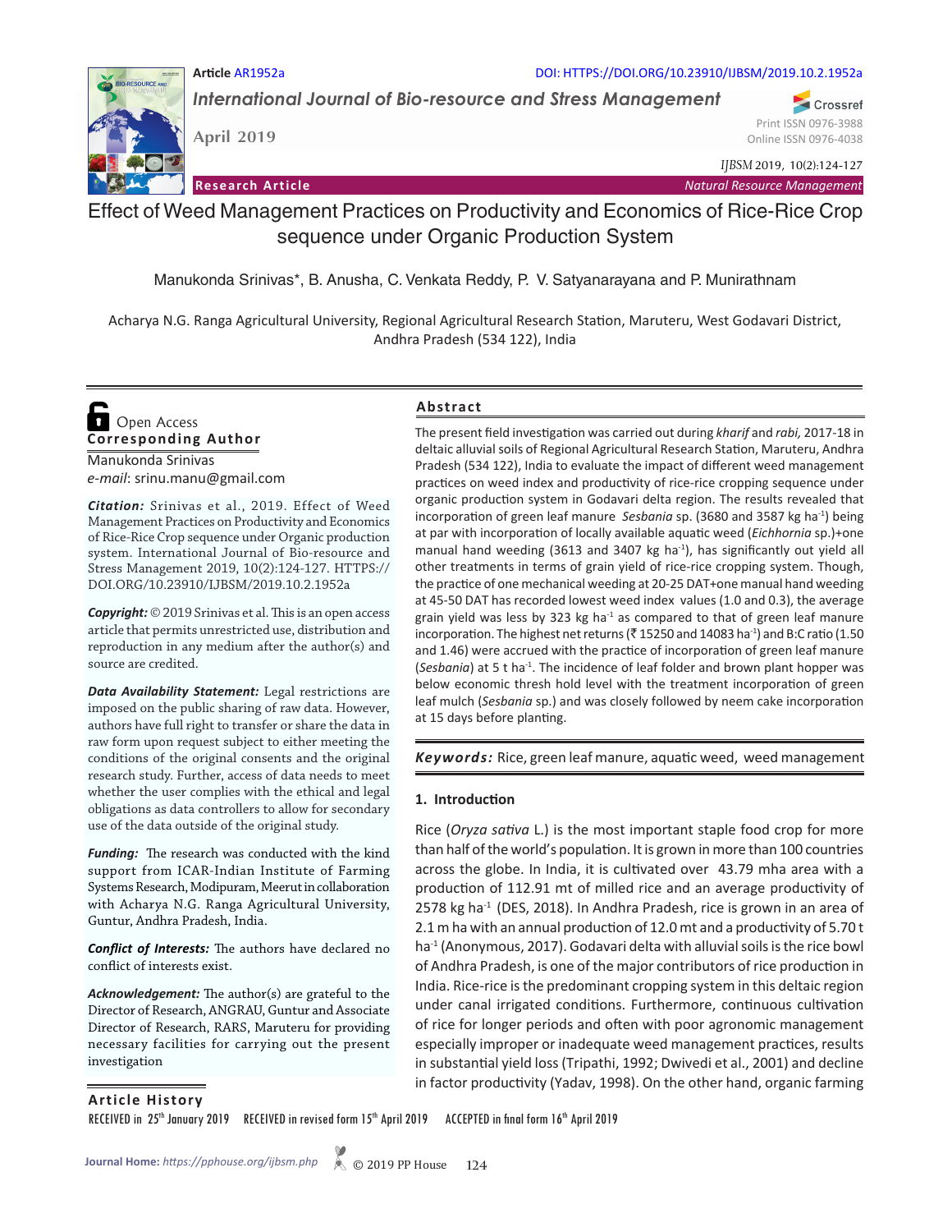Article AR1952a

DOI: HTTPS://DOI.ORG/10.23910/IJBSM/2019.10.2.1952a

*International Journal of Bio-resource and Stress Management*

April 2019

Print ISSN 0976-3988
Online ISSN 0976-4038

*IJBSM* 2019, 10(2):124-127

**Research Article** — *Natural Resource Management*

# Effect of Weed Management Practices on Productivity and Economics of Rice-Rice Crop sequence under Organic Production System

Manukonda Srinivas*, B. Anusha, C. Venkata Reddy, P. V. Satyanarayana and P. Munirathnam

Acharya N.G. Ranga Agricultural University, Regional Agricultural Research Station, Maruteru, West Godavari District, Andhra Pradesh (534 122), India

Open Access

**Corresponding Author**

Manukonda Srinivas
*e-mail*: srinu.manu@gmail.com

***Citation:*** Srinivas et al., 2019. Effect of Weed Management Practices on Productivity and Economics of Rice-Rice Crop sequence under Organic production system. International Journal of Bio-resource and Stress Management 2019, 10(2):124-127. HTTPS://DOI.ORG/10.23910/IJBSM/2019.10.2.1952a

***Copyright:*** © 2019 Srinivas et al. This is an open access article that permits unrestricted use, distribution and reproduction in any medium after the author(s) and source are credited.

***Data Availability Statement:*** Legal restrictions are imposed on the public sharing of raw data. However, authors have full right to transfer or share the data in raw form upon request subject to either meeting the conditions of the original consents and the original research study. Further, access of data needs to meet whether the user complies with the ethical and legal obligations as data controllers to allow for secondary use of the data outside of the original study.

***Funding:*** The research was conducted with the kind support from ICAR-Indian Institute of Farming Systems Research, Modipuram, Meerut in collaboration with Acharya N.G. Ranga Agricultural University, Guntur, Andhra Pradesh, India.

***Conflict of Interests:*** The authors have declared no conflict of interests exist.

***Acknowledgement:*** The author(s) are grateful to the Director of Research, ANGRAU, Guntur and Associate Director of Research, RARS, Maruteru for providing necessary facilities for carrying out the present investigation

## Abstract

The present field investigation was carried out during *kharif* and *rabi,* 2017-18 in deltaic alluvial soils of Regional Agricultural Research Station, Maruteru, Andhra Pradesh (534 122), India to evaluate the impact of different weed management practices on weed index and productivity of rice-rice cropping sequence under organic production system in Godavari delta region. The results revealed that incorporation of green leaf manure *Sesbania* sp. (3680 and 3587 kg ha$^{-1}$) being at par with incorporation of locally available aquatic weed (*Eichhornia* sp.)+one manual hand weeding (3613 and 3407 kg ha$^{-1}$), has significantly out yield all other treatments in terms of grain yield of rice-rice cropping system. Though, the practice of one mechanical weeding at 20-25 DAT+one manual hand weeding at 45-50 DAT has recorded lowest weed index values (1.0 and 0.3), the average grain yield was less by 323 kg ha$^{-1}$ as compared to that of green leaf manure incorporation. The highest net returns (₹ 15250 and 14083 ha$^{-1}$) and B:C ratio (1.50 and 1.46) were accrued with the practice of incorporation of green leaf manure (*Sesbania*) at 5 t ha$^{-1}$. The incidence of leaf folder and brown plant hopper was below economic thresh hold level with the treatment incorporation of green leaf mulch (*Sesbania* sp.) and was closely followed by neem cake incorporation at 15 days before planting.

***Keywords:*** Rice, green leaf manure, aquatic weed, weed management

## 1. Introduction

Rice (*Oryza sativa* L.) is the most important staple food crop for more than half of the world's population. It is grown in more than 100 countries across the globe. In India, it is cultivated over 43.79 mha area with a production of 112.91 mt of milled rice and an average productivity of 2578 kg ha$^{-1}$ (DES, 2018). In Andhra Pradesh, rice is grown in an area of 2.1 m ha with an annual production of 12.0 mt and a productivity of 5.70 t ha$^{-1}$ (Anonymous, 2017). Godavari delta with alluvial soils is the rice bowl of Andhra Pradesh, is one of the major contributors of rice production in India. Rice-rice is the predominant cropping system in this deltaic region under canal irrigated conditions. Furthermore, continuous cultivation of rice for longer periods and often with poor agronomic management especially improper or inadequate weed management practices, results in substantial yield loss (Tripathi, 1992; Dwivedi et al., 2001) and decline in factor productivity (Yadav, 1998). On the other hand, organic farming

**Article History**

RECEIVED in 25[th] January 2019 RECEIVED in revised form 15[th] April 2019 ACCEPTED in final form 16[th] April 2019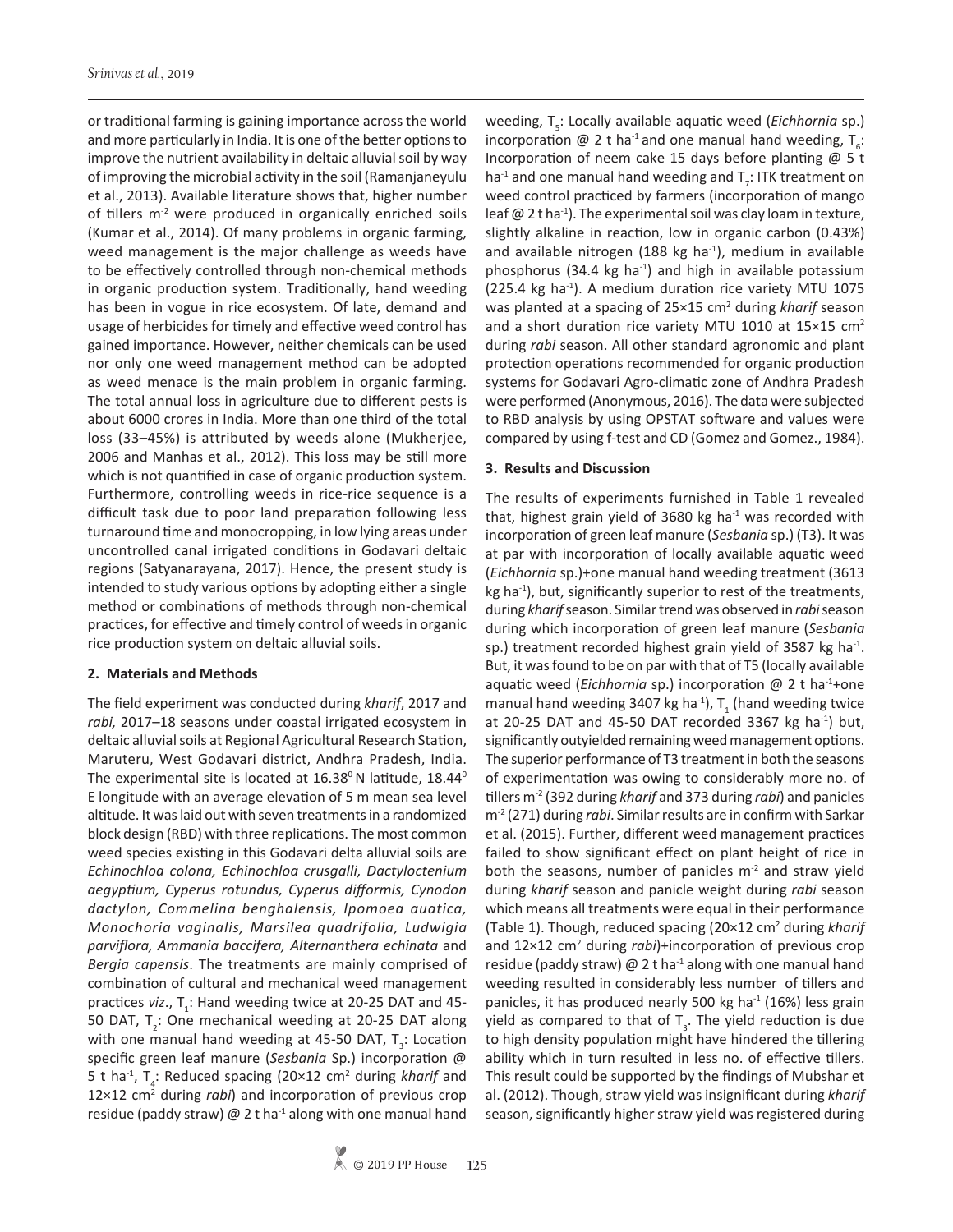or traditional farming is gaining importance across the world and more particularly in India. It is one of the better options to improve the nutrient availability in deltaic alluvial soil by way of improving the microbial activity in the soil (Ramanjaneyulu et al., 2013). Available literature shows that, higher number of tillers $m^{-2}$ were produced in organically enriched soils (Kumar et al., 2014). Of many problems in organic farming, weed management is the major challenge as weeds have to be effectively controlled through non-chemical methods in organic production system. Traditionally, hand weeding has been in vogue in rice ecosystem. Of late, demand and usage of herbicides for timely and effective weed control has gained importance. However, neither chemicals can be used nor only one weed management method can be adopted as weed menace is the main problem in organic farming. The total annual loss in agriculture due to different pests is about 6000 crores in India. More than one third of the total loss (33–45%) is attributed by weeds alone (Mukherjee, 2006 and Manhas et al., 2012). This loss may be still more which is not quantified in case of organic production system. Furthermore, controlling weeds in rice-rice sequence is a difficult task due to poor land preparation following less turnaround time and monocropping, in low lying areas under uncontrolled canal irrigated conditions in Godavari deltaic regions (Satyanarayana, 2017). Hence, the present study is intended to study various options by adopting either a single method or combinations of methods through non-chemical practices, for effective and timely control of weeds in organic rice production system on deltaic alluvial soils.

## 2. Materials and Methods

The field experiment was conducted during *kharif*, 2017 and *rabi,* 2017–18 seasons under coastal irrigated ecosystem in deltaic alluvial soils at Regional Agricultural Research Station, Maruteru, West Godavari district, Andhra Pradesh, India. The experimental site is located at 16.38$^0$ N latitude, 18.44$^0$ E longitude with an average elevation of 5 m mean sea level altitude. It was laid out with seven treatments in a randomized block design (RBD) with three replications. The most common weed species existing in this Godavari delta alluvial soils are *Echinochloa colona, Echinochloa crusgalli, Dactyloctenium aegyptium, Cyperus rotundus, Cyperus difformis, Cynodon dactylon, Commelina benghalensis, Ipomoea auatica, Monochoria vaginalis, Marsilea quadrifolia, Ludwigia parviflora, Ammania baccifera, Alternanthera echinata* and *Bergia capensis*. The treatments are mainly comprised of combination of cultural and mechanical weed management practices *viz*., $T_1$: Hand weeding twice at 20-25 DAT and 45-50 DAT, $T_2$: One mechanical weeding at 20-25 DAT along with one manual hand weeding at 45-50 DAT, $T_3$: Location specific green leaf manure (*Sesbania* Sp.) incorporation @ 5 t ha$^{-1}$, $T_4$: Reduced spacing (20×12 cm$^2$ during *kharif* and 12×12 cm$^2$ during *rabi*) and incorporation of previous crop residue (paddy straw) @ 2 t ha$^{-1}$ along with one manual hand weeding, $T_5$: Locally available aquatic weed (*Eichhornia* sp.) incorporation @ 2 t ha$^{-1}$ and one manual hand weeding, $T_6$: Incorporation of neem cake 15 days before planting @ 5 t ha$^{-1}$ and one manual hand weeding and $T_7$: ITK treatment on weed control practiced by farmers (incorporation of mango leaf @ 2 t ha$^{-1}$). The experimental soil was clay loam in texture, slightly alkaline in reaction, low in organic carbon (0.43%) and available nitrogen (188 kg ha$^{-1}$), medium in available phosphorus (34.4 kg ha$^{-1}$) and high in available potassium (225.4 kg ha$^{-1}$). A medium duration rice variety MTU 1075 was planted at a spacing of 25×15 cm$^2$ during *kharif* season and a short duration rice variety MTU 1010 at 15×15 cm$^2$ during *rabi* season. All other standard agronomic and plant protection operations recommended for organic production systems for Godavari Agro-climatic zone of Andhra Pradesh were performed (Anonymous, 2016). The data were subjected to RBD analysis by using OPSTAT software and values were compared by using f-test and CD (Gomez and Gomez., 1984).

## 3. Results and Discussion

The results of experiments furnished in Table 1 revealed that, highest grain yield of 3680 kg ha$^{-1}$ was recorded with incorporation of green leaf manure (*Sesbania* sp.) (T3). It was at par with incorporation of locally available aquatic weed (*Eichhornia* sp.)+one manual hand weeding treatment (3613 kg ha$^{-1}$), but, significantly superior to rest of the treatments, during *kharif* season. Similar trend was observed in *rabi* season during which incorporation of green leaf manure (*Sesbania* sp.) treatment recorded highest grain yield of 3587 kg ha$^{-1}$. But, it was found to be on par with that of T5 (locally available aquatic weed (*Eichhornia* sp.) incorporation @ 2 t ha$^{-1}$+one manual hand weeding 3407 kg ha$^{-1}$), $T_1$ (hand weeding twice at 20-25 DAT and 45-50 DAT recorded 3367 kg ha$^{-1}$) but, significantly outyielded remaining weed management options. The superior performance of T3 treatment in both the seasons of experimentation was owing to considerably more no. of tillers $m^{-2}$ (392 during *kharif* and 373 during *rabi*) and panicles $m^{-2}$ (271) during *rabi*. Similar results are in confirm with Sarkar et al. (2015). Further, different weed management practices failed to show significant effect on plant height of rice in both the seasons, number of panicles $m^{-2}$ and straw yield during *kharif* season and panicle weight during *rabi* season which means all treatments were equal in their performance (Table 1). Though, reduced spacing (20×12 cm$^2$ during *kharif* and 12×12 cm$^2$ during *rabi*)+incorporation of previous crop residue (paddy straw) @ 2 t ha$^{-1}$ along with one manual hand weeding resulted in considerably less number of tillers and panicles, it has produced nearly 500 kg ha$^{-1}$ (16%) less grain yield as compared to that of $T_3$. The yield reduction is due to high density population might have hindered the tillering ability which in turn resulted in less no. of effective tillers. This result could be supported by the findings of Mubshar et al. (2012). Though, straw yield was insignificant during *kharif* season, significantly higher straw yield was registered during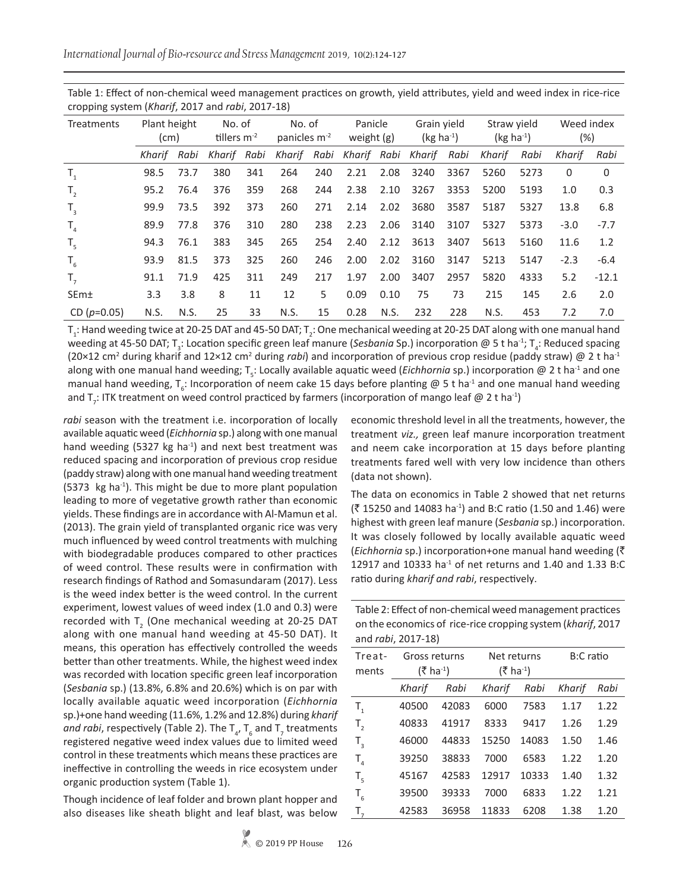Table 1: Effect of non-chemical weed management practices on growth, yield attributes, yield and weed index in rice-rice cropping system (*Kharif*, 2017 and *rabi*, 2017-18)

| Treatments | Plant height (cm) | | No. of tillers $m^{-2}$ | | No. of panicles $m^{-2}$ | | Panicle weight (g) | | Grain yield (kg $ha^{-1}$) | | Straw yield (kg $ha^{-1}$) | | Weed index (%) | |
|---|---|---|---|---|---|---|---|---|---|---|---|---|---|---|
| | *Kharif* | *Rabi* | *Kharif* | *Rabi* | *Kharif* | *Rabi* | *Kharif* | *Rabi* | *Kharif* | *Rabi* | *Kharif* | *Rabi* | *Kharif* | *Rabi* |
| $T_1$ | 98.5 | 73.7 | 380 | 341 | 264 | 240 | 2.21 | 2.08 | 3240 | 3367 | 5260 | 5273 | 0 | 0 |
| $T_2$ | 95.2 | 76.4 | 376 | 359 | 268 | 244 | 2.38 | 2.10 | 3267 | 3353 | 5200 | 5193 | 1.0 | 0.3 |
| $T_3$ | 99.9 | 73.5 | 392 | 373 | 260 | 271 | 2.14 | 2.02 | 3680 | 3587 | 5187 | 5327 | 13.8 | 6.8 |
| $T_4$ | 89.9 | 77.8 | 376 | 310 | 280 | 238 | 2.23 | 2.06 | 3140 | 3107 | 5327 | 5373 | -3.0 | -7.7 |
| $T_5$ | 94.3 | 76.1 | 383 | 345 | 265 | 254 | 2.40 | 2.12 | 3613 | 3407 | 5613 | 5160 | 11.6 | 1.2 |
| $T_6$ | 93.9 | 81.5 | 373 | 325 | 260 | 246 | 2.00 | 2.02 | 3160 | 3147 | 5213 | 5147 | -2.3 | -6.4 |
| $T_7$ | 91.1 | 71.9 | 425 | 311 | 249 | 217 | 1.97 | 2.00 | 3407 | 2957 | 5820 | 4333 | 5.2 | -12.1 |
| SEm± | 3.3 | 3.8 | 8 | 11 | 12 | 5 | 0.09 | 0.10 | 75 | 73 | 215 | 145 | 2.6 | 2.0 |
| CD ($p$=0.05) | N.S. | N.S. | 25 | 33 | N.S. | 15 | 0.28 | N.S. | 232 | 228 | N.S. | 453 | 7.2 | 7.0 |

$T_1$: Hand weeding twice at 20-25 DAT and 45-50 DAT; $T_2$: One mechanical weeding at 20-25 DAT along with one manual hand weeding at 45-50 DAT; $T_3$: Location specific green leaf manure (*Sesbania* Sp.) incorporation @ 5 t $ha^{-1}$; $T_4$: Reduced spacing (20×12 $cm^2$ during kharif and 12×12 $cm^2$ during *rabi*) and incorporation of previous crop residue (paddy straw) @ 2 t $ha^{-1}$ along with one manual hand weeding; $T_5$: Locally available aquatic weed (*Eichhornia* sp.) incorporation @ 2 t $ha^{-1}$ and one manual hand weeding, $T_6$: Incorporation of neem cake 15 days before planting @ 5 t $ha^{-1}$ and one manual hand weeding and $T_7$: ITK treatment on weed control practiced by farmers (incorporation of mango leaf @ 2 t $ha^{-1}$)

*rabi* season with the treatment i.e. incorporation of locally available aquatic weed (*Eichhornia* sp.) along with one manual hand weeding (5327 kg $ha^{-1}$) and next best treatment was reduced spacing and incorporation of previous crop residue (paddy straw) along with one manual hand weeding treatment (5373 kg $ha^{-1}$). This might be due to more plant population leading to more of vegetative growth rather than economic yields. These findings are in accordance with Al-Mamun et al. (2013). The grain yield of transplanted organic rice was very much influenced by weed control treatments with mulching with biodegradable produces compared to other practices of weed control. These results were in confirmation with research findings of Rathod and Somasundaram (2017). Less is the weed index better is the weed control. In the current experiment, lowest values of weed index (1.0 and 0.3) were recorded with $T_2$ (One mechanical weeding at 20-25 DAT along with one manual hand weeding at 45-50 DAT). It means, this operation has effectively controlled the weeds better than other treatments. While, the highest weed index was recorded with location specific green leaf incorporation (*Sesbania* sp.) (13.8%, 6.8% and 20.6%) which is on par with locally available aquatic weed incorporation (*Eichhornia* sp.)+one hand weeding (11.6%, 1.2% and 12.8%) during *kharif and rabi*, respectively (Table 2). The $T_4$, $T_6$ and $T_7$ treatments registered negative weed index values due to limited weed control in these treatments which means these practices are ineffective in controlling the weeds in rice ecosystem under organic production system (Table 1).

Though incidence of leaf folder and brown plant hopper and also diseases like sheath blight and leaf blast, was below economic threshold level in all the treatments, however, the treatment *viz.,* green leaf manure incorporation treatment and neem cake incorporation at 15 days before planting treatments fared well with very low incidence than others (data not shown).

The data on economics in Table 2 showed that net returns (₹ 15250 and 14083 $ha^{-1}$) and B:C ratio (1.50 and 1.46) were highest with green leaf manure (*Sesbania* sp.) incorporation. It was closely followed by locally available aquatic weed (*Eichhornia* sp.) incorporation+one manual hand weeding (₹ 12917 and 10333 $ha^{-1}$ of net returns and 1.40 and 1.33 B:C ratio during *kharif and rabi*, respectively.

Table 2: Effect of non-chemical weed management practices on the economics of rice-rice cropping system (*kharif*, 2017 and *rabi*, 2017-18)

| Treatments | Gross returns (₹ $ha^{-1}$) | | Net returns (₹ $ha^{-1}$) | | B:C ratio | |
|---|---|---|---|---|---|---|
| | *Kharif* | *Rabi* | *Kharif* | *Rabi* | *Kharif* | *Rabi* |
| $T_1$ | 40500 | 42083 | 6000 | 7583 | 1.17 | 1.22 |
| $T_2$ | 40833 | 41917 | 8333 | 9417 | 1.26 | 1.29 |
| $T_3$ | 46000 | 44833 | 15250 | 14083 | 1.50 | 1.46 |
| $T_4$ | 39250 | 38833 | 7000 | 6583 | 1.22 | 1.20 |
| $T_5$ | 45167 | 42583 | 12917 | 10333 | 1.40 | 1.32 |
| $T_6$ | 39500 | 39333 | 7000 | 6833 | 1.22 | 1.21 |
| $T_7$ | 42583 | 36958 | 11833 | 6208 | 1.38 | 1.20 |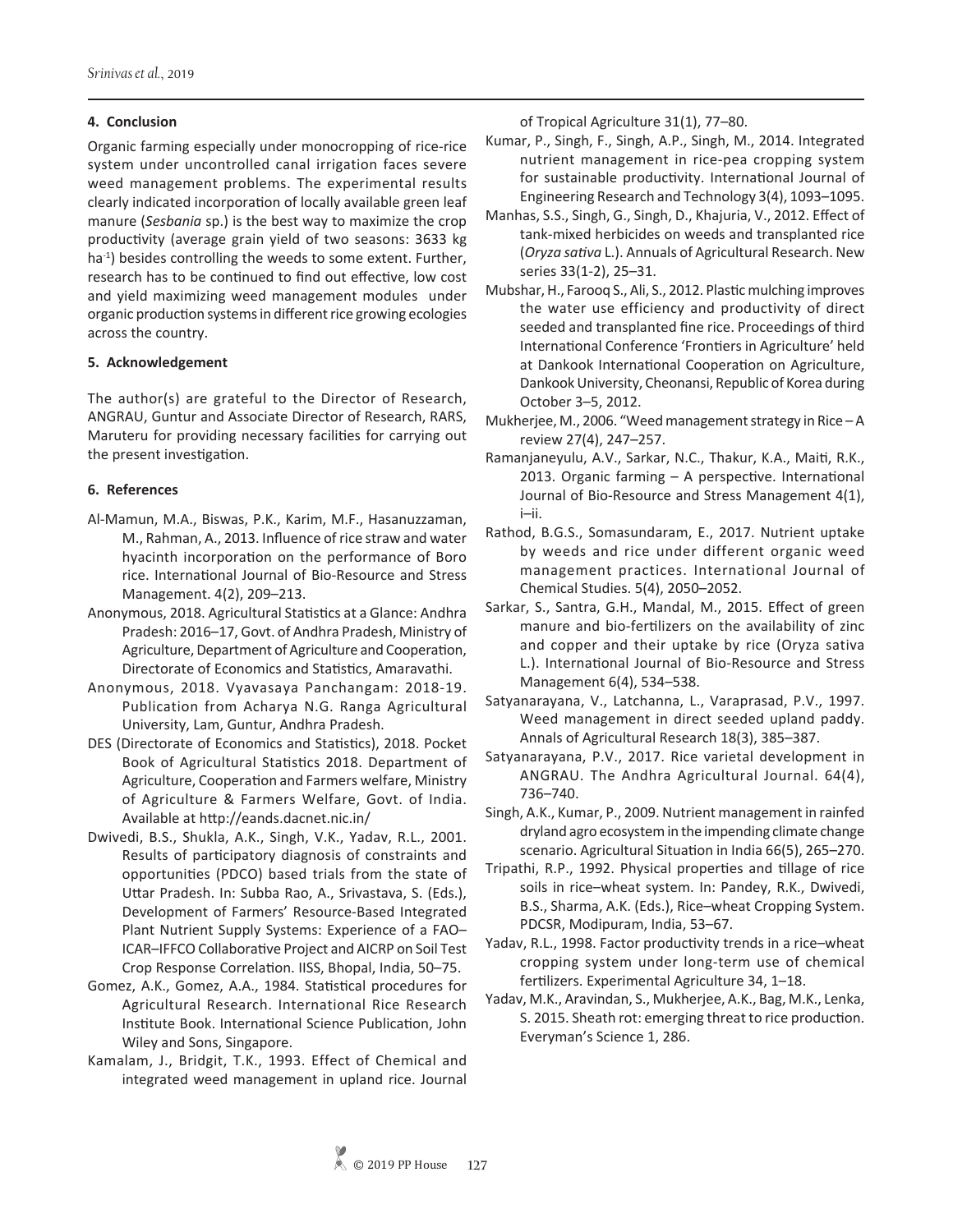## 4. Conclusion

Organic farming especially under monocropping of rice-rice system under uncontrolled canal irrigation faces severe weed management problems. The experimental results clearly indicated incorporation of locally available green leaf manure (*Sesbania* sp.) is the best way to maximize the crop productivity (average grain yield of two seasons: 3633 kg ha$^{-1}$) besides controlling the weeds to some extent. Further, research has to be continued to find out effective, low cost and yield maximizing weed management modules under organic production systems in different rice growing ecologies across the country.

## 5. Acknowledgement

The author(s) are grateful to the Director of Research, ANGRAU, Guntur and Associate Director of Research, RARS, Maruteru for providing necessary facilities for carrying out the present investigation.

## 6. References

Al-Mamun, M.A., Biswas, P.K., Karim, M.F., Hasanuzzaman, M., Rahman, A., 2013. Influence of rice straw and water hyacinth incorporation on the performance of Boro rice. International Journal of Bio-Resource and Stress Management. 4(2), 209–213.

Anonymous, 2018. Agricultural Statistics at a Glance: Andhra Pradesh: 2016–17, Govt. of Andhra Pradesh, Ministry of Agriculture, Department of Agriculture and Cooperation, Directorate of Economics and Statistics, Amaravathi.

Anonymous, 2018. Vyavasaya Panchangam: 2018-19. Publication from Acharya N.G. Ranga Agricultural University, Lam, Guntur, Andhra Pradesh.

DES (Directorate of Economics and Statistics), 2018. Pocket Book of Agricultural Statistics 2018. Department of Agriculture, Cooperation and Farmers welfare, Ministry of Agriculture & Farmers Welfare, Govt. of India. Available at http://eands.dacnet.nic.in/

Dwivedi, B.S., Shukla, A.K., Singh, V.K., Yadav, R.L., 2001. Results of participatory diagnosis of constraints and opportunities (PDCO) based trials from the state of Uttar Pradesh. In: Subba Rao, A., Srivastava, S. (Eds.), Development of Farmers' Resource-Based Integrated Plant Nutrient Supply Systems: Experience of a FAO–ICAR–IFFCO Collaborative Project and AICRP on Soil Test Crop Response Correlation. IISS, Bhopal, India, 50–75.

Gomez, A.K., Gomez, A.A., 1984. Statistical procedures for Agricultural Research. International Rice Research Institute Book. International Science Publication, John Wiley and Sons, Singapore.

Kamalam, J., Bridgit, T.K., 1993. Effect of Chemical and integrated weed management in upland rice. Journal of Tropical Agriculture 31(1), 77–80.

Kumar, P., Singh, F., Singh, A.P., Singh, M., 2014. Integrated nutrient management in rice-pea cropping system for sustainable productivity. International Journal of Engineering Research and Technology 3(4), 1093–1095.

Manhas, S.S., Singh, G., Singh, D., Khajuria, V., 2012. Effect of tank-mixed herbicides on weeds and transplanted rice (*Oryza sativa* L.). Annuals of Agricultural Research. New series 33(1-2), 25–31.

Mubshar, H., Farooq S., Ali, S., 2012. Plastic mulching improves the water use efficiency and productivity of direct seeded and transplanted fine rice. Proceedings of third International Conference 'Frontiers in Agriculture' held at Dankook International Cooperation on Agriculture, Dankook University, Cheonansi, Republic of Korea during October 3–5, 2012.

Mukherjee, M., 2006. "Weed management strategy in Rice – A review 27(4), 247–257.

Ramanjaneyulu, A.V., Sarkar, N.C., Thakur, K.A., Maiti, R.K., 2013. Organic farming – A perspective. International Journal of Bio-Resource and Stress Management 4(1), i–ii.

Rathod, B.G.S., Somasundaram, E., 2017. Nutrient uptake by weeds and rice under different organic weed management practices. International Journal of Chemical Studies. 5(4), 2050–2052.

Sarkar, S., Santra, G.H., Mandal, M., 2015. Effect of green manure and bio-fertilizers on the availability of zinc and copper and their uptake by rice (Oryza sativa L.). International Journal of Bio-Resource and Stress Management 6(4), 534–538.

Satyanarayana, V., Latchanna, L., Varaprasad, P.V., 1997. Weed management in direct seeded upland paddy. Annals of Agricultural Research 18(3), 385–387.

Satyanarayana, P.V., 2017. Rice varietal development in ANGRAU. The Andhra Agricultural Journal. 64(4), 736–740.

Singh, A.K., Kumar, P., 2009. Nutrient management in rainfed dryland agro ecosystem in the impending climate change scenario. Agricultural Situation in India 66(5), 265–270.

Tripathi, R.P., 1992. Physical properties and tillage of rice soils in rice–wheat system. In: Pandey, R.K., Dwivedi, B.S., Sharma, A.K. (Eds.), Rice–wheat Cropping System. PDCSR, Modipuram, India, 53–67.

Yadav, R.L., 1998. Factor productivity trends in a rice–wheat cropping system under long-term use of chemical fertilizers. Experimental Agriculture 34, 1–18.

Yadav, M.K., Aravindan, S., Mukherjee, A.K., Bag, M.K., Lenka, S. 2015. Sheath rot: emerging threat to rice production. Everyman's Science 1, 286.